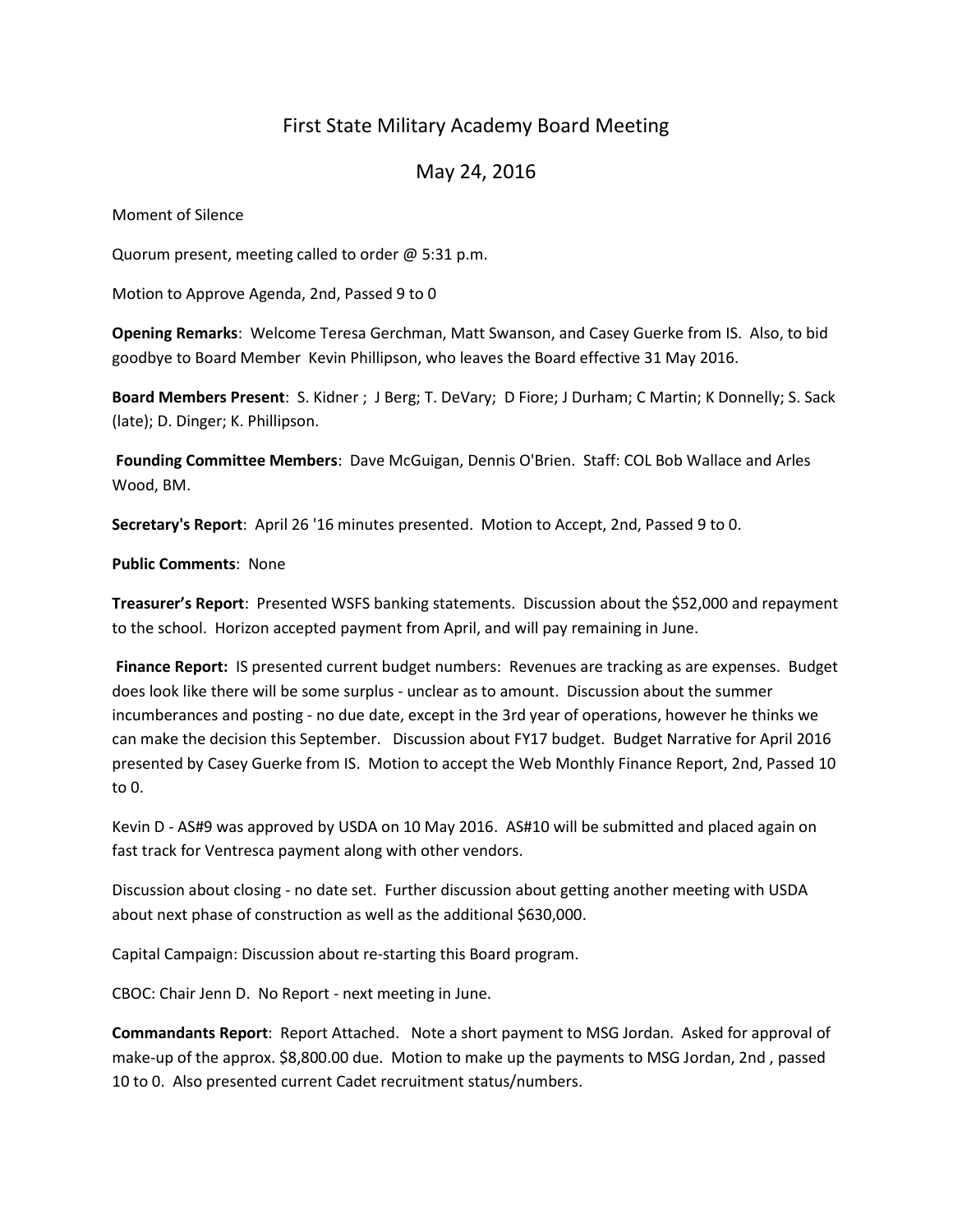# First State Military Academy Board Meeting

## May 24, 2016

Moment of Silence

Quorum present, meeting called to order @ 5:31 p.m.

Motion to Approve Agenda, 2nd, Passed 9 to 0

**Opening Remarks**: Welcome Teresa Gerchman, Matt Swanson, and Casey Guerke from IS. Also, to bid goodbye to Board Member Kevin Phillipson, who leaves the Board effective 31 May 2016.

**Board Members Present**: S. Kidner ; J Berg; T. DeVary; D Fiore; J Durham; C Martin; K Donnelly; S. Sack (late); D. Dinger; K. Phillipson.

**Founding Committee Members**: Dave McGuigan, Dennis O'Brien. Staff: COL Bob Wallace and Arles Wood, BM.

**Secretary's Report**: April 26 '16 minutes presented. Motion to Accept, 2nd, Passed 9 to 0.

**Public Comments**: None

**Treasurer's Report**: Presented WSFS banking statements. Discussion about the $52,000 and repayment to the school. Horizon accepted payment from April, and will pay remaining in June.

**Finance Report:** IS presented current budget numbers: Revenues are tracking as are expenses. Budget does look like there will be some surplus - unclear as to amount. Discussion about the summer incumberances and posting - no due date, except in the 3rd year of operations, however he thinks we can make the decision this September. Discussion about FY17 budget. Budget Narrative for April 2016 presented by Casey Guerke from IS. Motion to accept the Web Monthly Finance Report, 2nd, Passed 10 to 0.

Kevin D - AS#9 was approved by USDA on 10 May 2016. AS#10 will be submitted and placed again on fast track for Ventresca payment along with other vendors.

Discussion about closing - no date set. Further discussion about getting another meeting with USDA about next phase of construction as well as the additional $630,000.

Capital Campaign: Discussion about re-starting this Board program.

CBOC: Chair Jenn D. No Report - next meeting in June.

**Commandants Report**: Report Attached. Note a short payment to MSG Jordan. Asked for approval of make-up of the approx. $8,800.00 due. Motion to make up the payments to MSG Jordan, 2nd , passed 10 to 0. Also presented current Cadet recruitment status/numbers.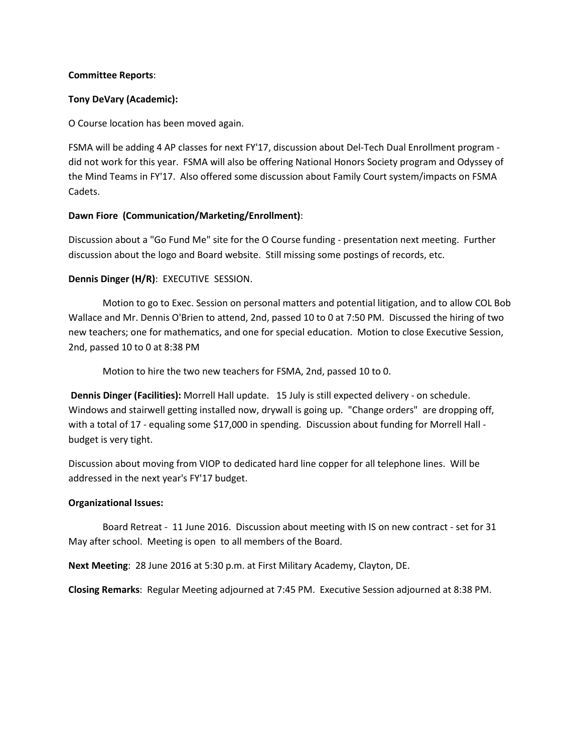**Committee Reports**:

**Tony DeVary (Academic):**

O Course location has been moved again.

FSMA will be adding 4 AP classes for next FY'17, discussion about Del-Tech Dual Enrollment program - did not work for this year. FSMA will also be offering National Honors Society program and Odyssey of the Mind Teams in FY'17. Also offered some discussion about Family Court system/impacts on FSMA Cadets.

**Dawn Fiore (Communication/Marketing/Enrollment)**:

Discussion about a "Go Fund Me" site for the O Course funding - presentation next meeting. Further discussion about the logo and Board website. Still missing some postings of records, etc.

**Dennis Dinger (H/R)**: EXECUTIVE SESSION.

Motion to go to Exec. Session on personal matters and potential litigation, and to allow COL Bob Wallace and Mr. Dennis O'Brien to attend, 2nd, passed 10 to 0 at 7:50 PM. Discussed the hiring of two new teachers; one for mathematics, and one for special education. Motion to close Executive Session, 2nd, passed 10 to 0 at 8:38 PM

Motion to hire the two new teachers for FSMA, 2nd, passed 10 to 0.

**Dennis Dinger (Facilities):** Morrell Hall update. 15 July is still expected delivery - on schedule. Windows and stairwell getting installed now, drywall is going up. "Change orders" are dropping off, with a total of 17 - equaling some $17,000 in spending. Discussion about funding for Morrell Hall - budget is very tight.

Discussion about moving from VIOP to dedicated hard line copper for all telephone lines. Will be addressed in the next year's FY'17 budget.

**Organizational Issues:**

Board Retreat - 11 June 2016. Discussion about meeting with IS on new contract - set for 31 May after school. Meeting is open to all members of the Board.

**Next Meeting**: 28 June 2016 at 5:30 p.m. at First Military Academy, Clayton, DE.

**Closing Remarks**: Regular Meeting adjourned at 7:45 PM. Executive Session adjourned at 8:38 PM.